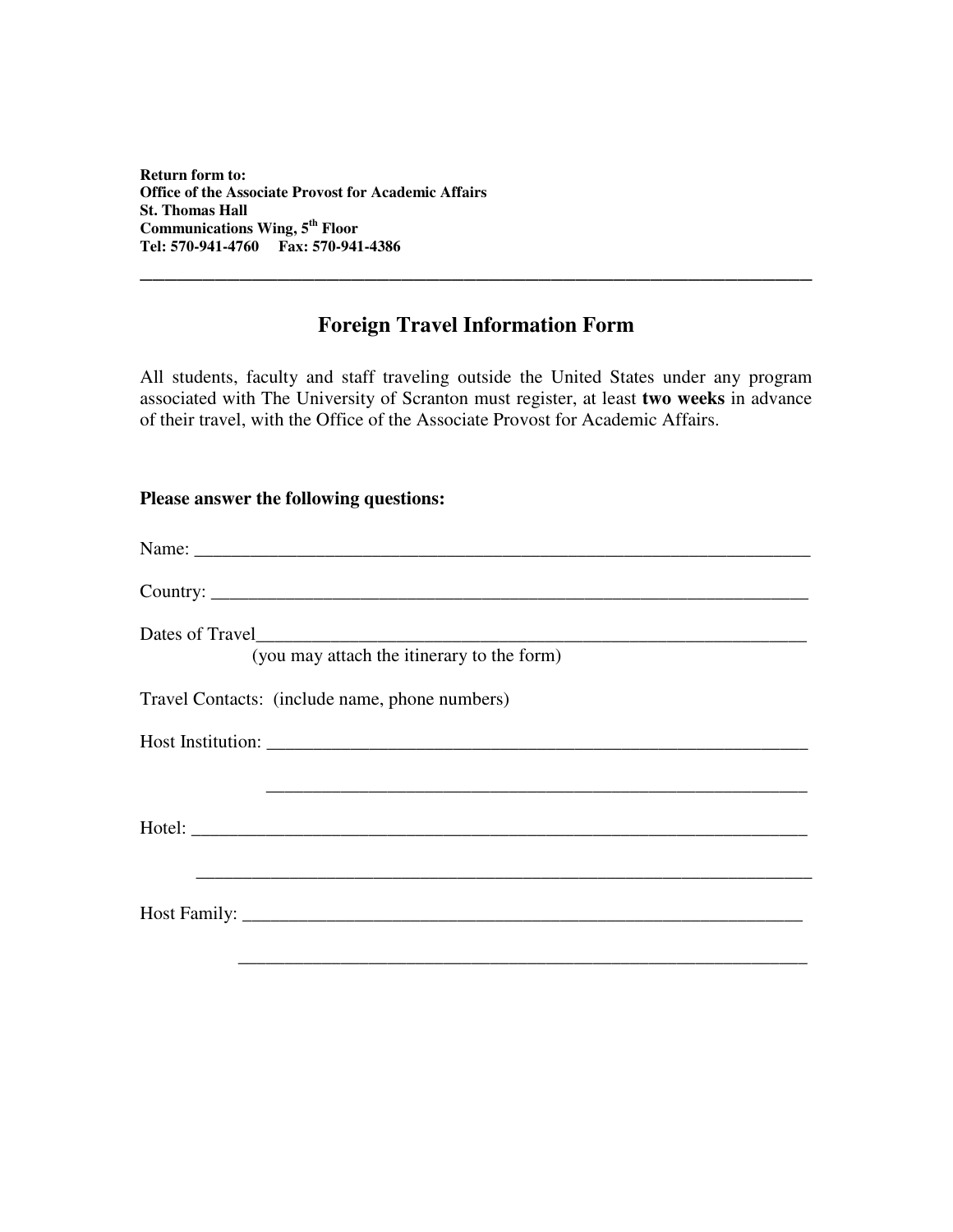**Return form to:**
**Office of the Associate Provost for Academic Affairs**
**St. Thomas Hall**
**Communications Wing, 5th Floor**
**Tel: 570-941-4760 Fax: 570-941-4386**

---

## Foreign Travel Information Form

All students, faculty and staff traveling outside the United States under any program associated with The University of Scranton must register, at least **two weeks** in advance of their travel, with the Office of the Associate Provost for Academic Affairs.

**Please answer the following questions:**

Name: ______________________________________________________________________

Country: ____________________________________________________________________

Dates of Travel_______________________________________________________________
(you may attach the itinerary to the form)

Travel Contacts: (include name, phone numbers)

Host Institution: ______________________________________________________________

______________________________________________________________

Hotel: ______________________________________________________________________

______________________________________________________________________

Host Family: __________________________________________________________________

__________________________________________________________________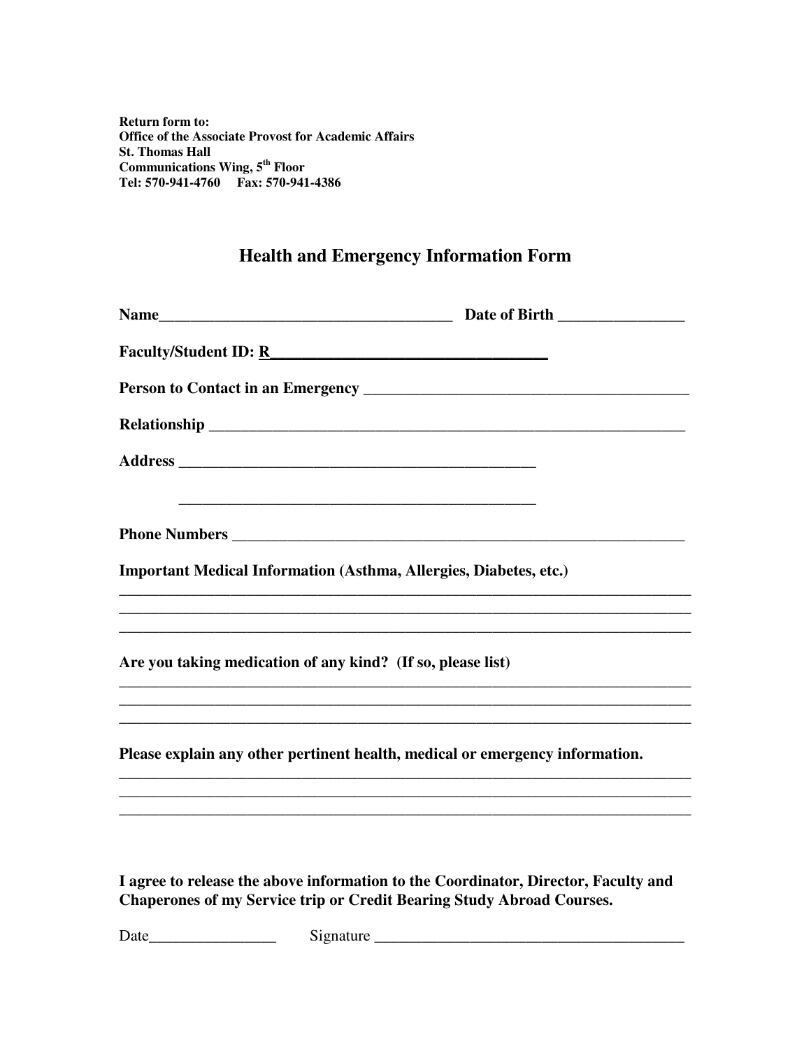**Return form to:**
**Office of the Associate Provost for Academic Affairs**
**St. Thomas Hall**
**Communications Wing, 5th Floor**
**Tel: 570-941-4760 Fax: 570-941-4386**

# Health and Emergency Information Form

**Name**_____________________________________ **Date of Birth** ________________

**Faculty/Student ID:** **R**_________________________________

**Person to Contact in an Emergency** _________________________________________

**Relationship** _____________________________________________________________

**Address** ______________________________________________

______________________________________________

**Phone Numbers** ___________________________________________________________

**Important Medical Information (Asthma, Allergies, Diabetes, etc.)**

___________________________________________________________________________
___________________________________________________________________________
___________________________________________________________________________

**Are you taking medication of any kind? (If so, please list)**

___________________________________________________________________________
___________________________________________________________________________
___________________________________________________________________________

**Please explain any other pertinent health, medical or emergency information.**

___________________________________________________________________________
___________________________________________________________________________
___________________________________________________________________________

**I agree to release the above information to the Coordinator, Director, Faculty and Chaperones of my Service trip or Credit Bearing Study Abroad Courses.**

Date________________ Signature ________________________________________